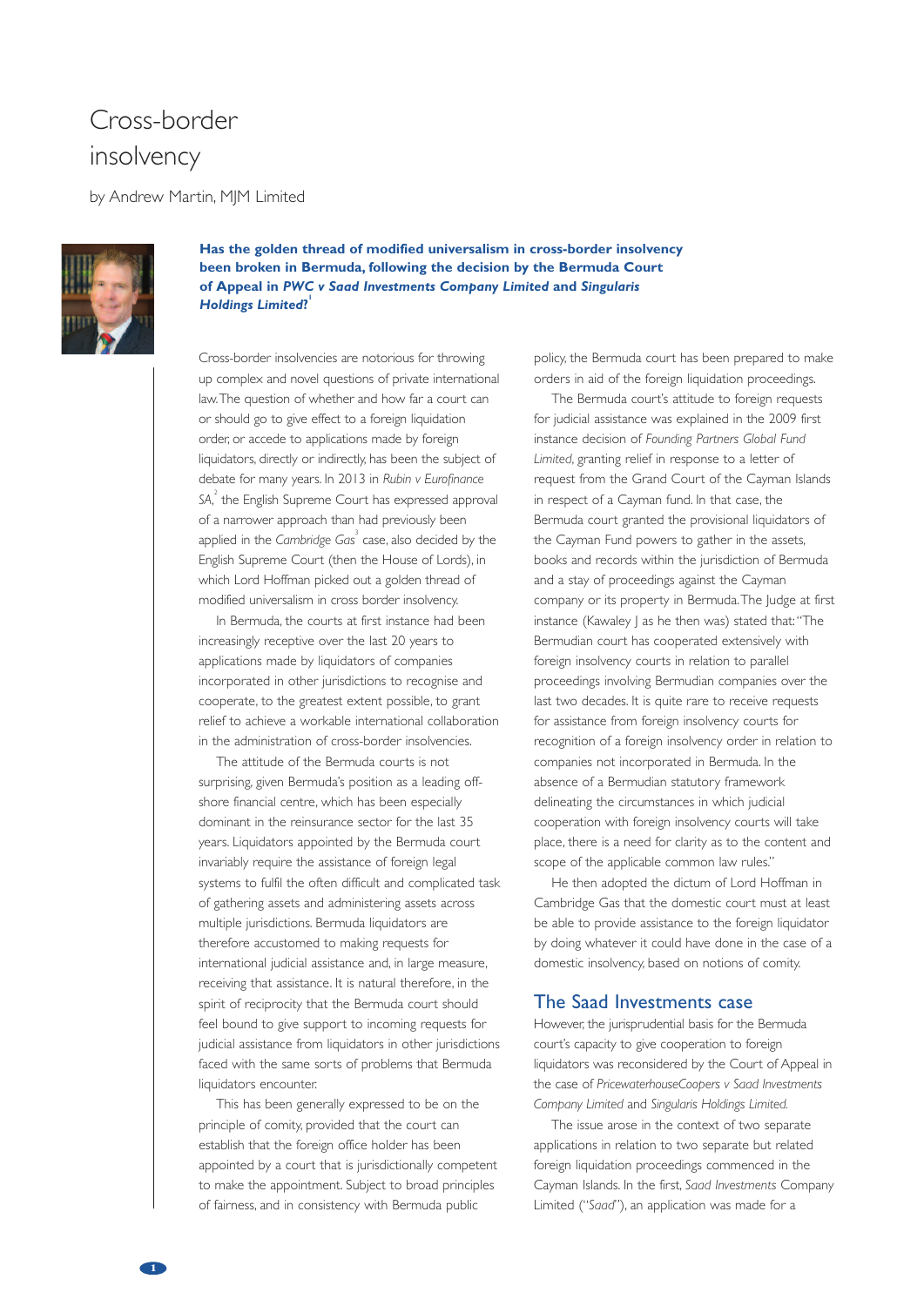# Cross-border insolvency

by Andrew Martin, MJM Limited

**Has the golden thread of modified universalism in cross-border insolvency been broken in Bermuda, following the decision by the Bermuda Court of Appeal in *PWC v Saad Investments Company Limited* and *Singularis Holdings Limited*?**[1]

Cross-border insolvencies are notorious for throwing up complex and novel questions of private international law. The question of whether and how far a court can or should go to give effect to a foreign liquidation order, or accede to applications made by foreign liquidators, directly or indirectly, has been the subject of debate for many years. In 2013 in *Rubin v Eurofinance SA*,[2] the English Supreme Court has expressed approval of a narrower approach than had previously been applied in the *Cambridge Gas*[3] case, also decided by the English Supreme Court (then the House of Lords), in which Lord Hoffman picked out a golden thread of modified universalism in cross border insolvency.

In Bermuda, the courts at first instance had been increasingly receptive over the last 20 years to applications made by liquidators of companies incorporated in other jurisdictions to recognise and cooperate, to the greatest extent possible, to grant relief to achieve a workable international collaboration in the administration of cross-border insolvencies.

The attitude of the Bermuda courts is not surprising, given Bermuda's position as a leading off-shore financial centre, which has been especially dominant in the reinsurance sector for the last 35 years. Liquidators appointed by the Bermuda court invariably require the assistance of foreign legal systems to fulfil the often difficult and complicated task of gathering assets and administering assets across multiple jurisdictions. Bermuda liquidators are therefore accustomed to making requests for international judicial assistance and, in large measure, receiving that assistance. It is natural therefore, in the spirit of reciprocity that the Bermuda court should feel bound to give support to incoming requests for judicial assistance from liquidators in other jurisdictions faced with the same sorts of problems that Bermuda liquidators encounter.

This has been generally expressed to be on the principle of comity, provided that the court can establish that the foreign office holder has been appointed by a court that is jurisdictionally competent to make the appointment. Subject to broad principles of fairness, and in consistency with Bermuda public policy, the Bermuda court has been prepared to make orders in aid of the foreign liquidation proceedings.

The Bermuda court's attitude to foreign requests for judicial assistance was explained in the 2009 first instance decision of *Founding Partners Global Fund Limited*, granting relief in response to a letter of request from the Grand Court of the Cayman Islands in respect of a Cayman fund. In that case, the Bermuda court granted the provisional liquidators of the Cayman Fund powers to gather in the assets, books and records within the jurisdiction of Bermuda and a stay of proceedings against the Cayman company or its property in Bermuda. The Judge at first instance (Kawaley J as he then was) stated that: "The Bermudian court has cooperated extensively with foreign insolvency courts in relation to parallel proceedings involving Bermudian companies over the last two decades. It is quite rare to receive requests for assistance from foreign insolvency courts for recognition of a foreign insolvency order in relation to companies not incorporated in Bermuda. In the absence of a Bermudian statutory framework delineating the circumstances in which judicial cooperation with foreign insolvency courts will take place, there is a need for clarity as to the content and scope of the applicable common law rules."

He then adopted the dictum of Lord Hoffman in Cambridge Gas that the domestic court must at least be able to provide assistance to the foreign liquidator by doing whatever it could have done in the case of a domestic insolvency, based on notions of comity.

## The Saad Investments case

However, the jurisprudential basis for the Bermuda court's capacity to give cooperation to foreign liquidators was reconsidered by the Court of Appeal in the case of *PricewaterhouseCoopers v Saad Investments Company Limited* and *Singularis Holdings Limited.*

The issue arose in the context of two separate applications in relation to two separate but related foreign liquidation proceedings commenced in the Cayman Islands. In the first, *Saad Investments* Company Limited ("*Saad*"), an application was made for a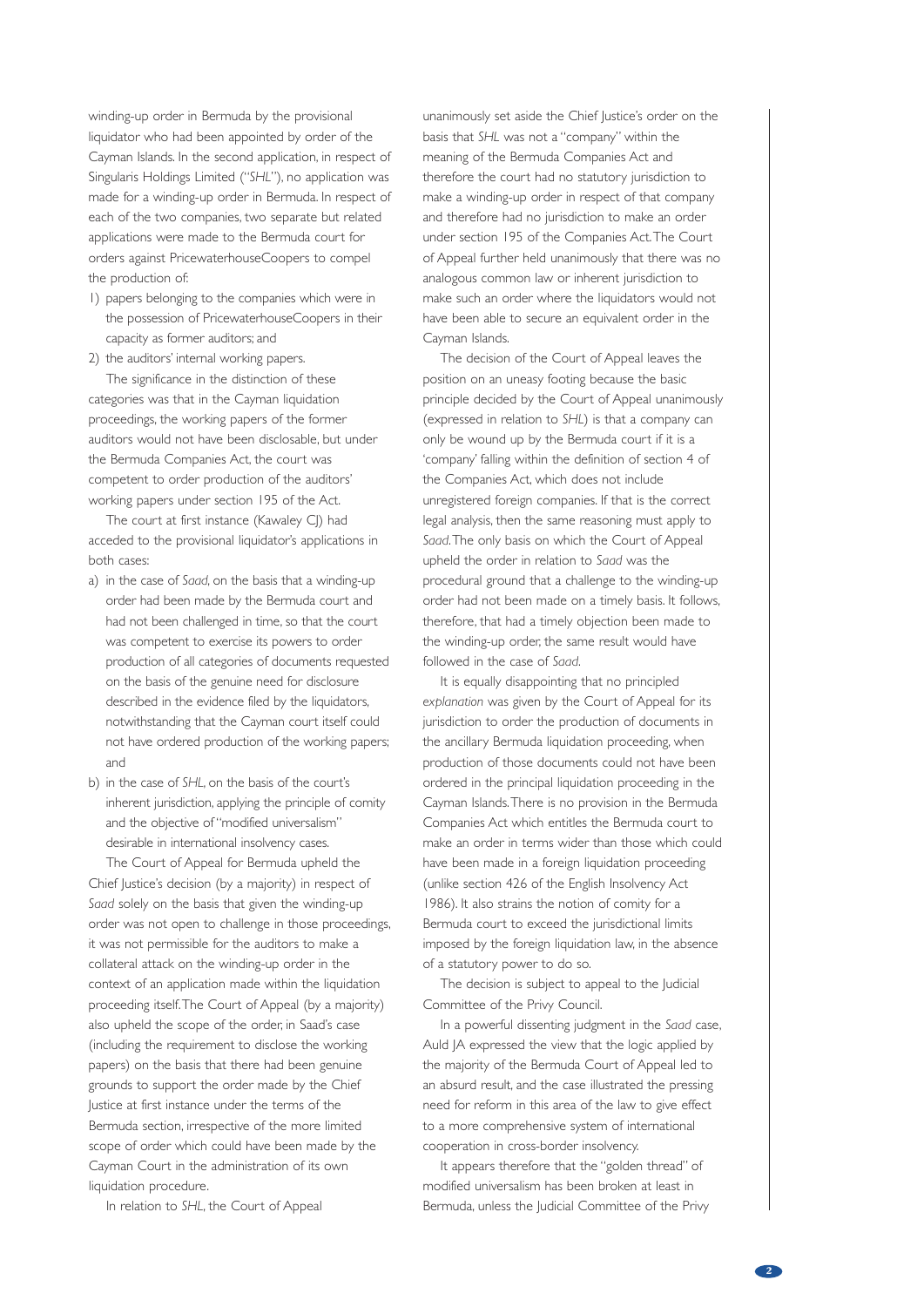winding-up order in Bermuda by the provisional liquidator who had been appointed by order of the Cayman Islands. In the second application, in respect of Singularis Holdings Limited ("*SHL*"), no application was made for a winding-up order in Bermuda. In respect of each of the two companies, two separate but related applications were made to the Bermuda court for orders against PricewaterhouseCoopers to compel the production of:

1) papers belonging to the companies which were in the possession of PricewaterhouseCoopers in their capacity as former auditors; and
2) the auditors' internal working papers.

The significance in the distinction of these categories was that in the Cayman liquidation proceedings, the working papers of the former auditors would not have been disclosable, but under the Bermuda Companies Act, the court was competent to order production of the auditors' working papers under section 195 of the Act.

The court at first instance (Kawaley CJ) had acceded to the provisional liquidator's applications in both cases:

a) in the case of *Saad*, on the basis that a winding-up order had been made by the Bermuda court and had not been challenged in time, so that the court was competent to exercise its powers to order production of all categories of documents requested on the basis of the genuine need for disclosure described in the evidence filed by the liquidators, notwithstanding that the Cayman court itself could not have ordered production of the working papers; and
b) in the case of *SHL*, on the basis of the court's inherent jurisdiction, applying the principle of comity and the objective of "modified universalism" desirable in international insolvency cases.

The Court of Appeal for Bermuda upheld the Chief Justice's decision (by a majority) in respect of *Saad* solely on the basis that given the winding-up order was not open to challenge in those proceedings, it was not permissible for the auditors to make a collateral attack on the winding-up order in the context of an application made within the liquidation proceeding itself. The Court of Appeal (by a majority) also upheld the scope of the order, in Saad's case (including the requirement to disclose the working papers) on the basis that there had been genuine grounds to support the order made by the Chief Justice at first instance under the terms of the Bermuda section, irrespective of the more limited scope of order which could have been made by the Cayman Court in the administration of its own liquidation procedure.

In relation to *SHL*, the Court of Appeal unanimously set aside the Chief Justice's order on the basis that *SHL* was not a "company" within the meaning of the Bermuda Companies Act and therefore the court had no statutory jurisdiction to make a winding-up order in respect of that company and therefore had no jurisdiction to make an order under section 195 of the Companies Act. The Court of Appeal further held unanimously that there was no analogous common law or inherent jurisdiction to make such an order where the liquidators would not have been able to secure an equivalent order in the Cayman Islands.

The decision of the Court of Appeal leaves the position on an uneasy footing because the basic principle decided by the Court of Appeal unanimously (expressed in relation to *SHL*) is that a company can only be wound up by the Bermuda court if it is a 'company' falling within the definition of section 4 of the Companies Act, which does not include unregistered foreign companies. If that is the correct legal analysis, then the same reasoning must apply to *Saad*. The only basis on which the Court of Appeal upheld the order in relation to *Saad* was the procedural ground that a challenge to the winding-up order had not been made on a timely basis. It follows, therefore, that had a timely objection been made to the winding-up order, the same result would have followed in the case of *Saad*.

It is equally disappointing that no principled *explanation* was given by the Court of Appeal for its jurisdiction to order the production of documents in the ancillary Bermuda liquidation proceeding, when production of those documents could not have been ordered in the principal liquidation proceeding in the Cayman Islands. There is no provision in the Bermuda Companies Act which entitles the Bermuda court to make an order in terms wider than those which could have been made in a foreign liquidation proceeding (unlike section 426 of the English Insolvency Act 1986). It also strains the notion of comity for a Bermuda court to exceed the jurisdictional limits imposed by the foreign liquidation law, in the absence of a statutory power to do so.

The decision is subject to appeal to the Judicial Committee of the Privy Council.

In a powerful dissenting judgment in the *Saad* case, Auld JA expressed the view that the logic applied by the majority of the Bermuda Court of Appeal led to an absurd result, and the case illustrated the pressing need for reform in this area of the law to give effect to a more comprehensive system of international cooperation in cross-border insolvency.

It appears therefore that the "golden thread" of modified universalism has been broken at least in Bermuda, unless the Judicial Committee of the Privy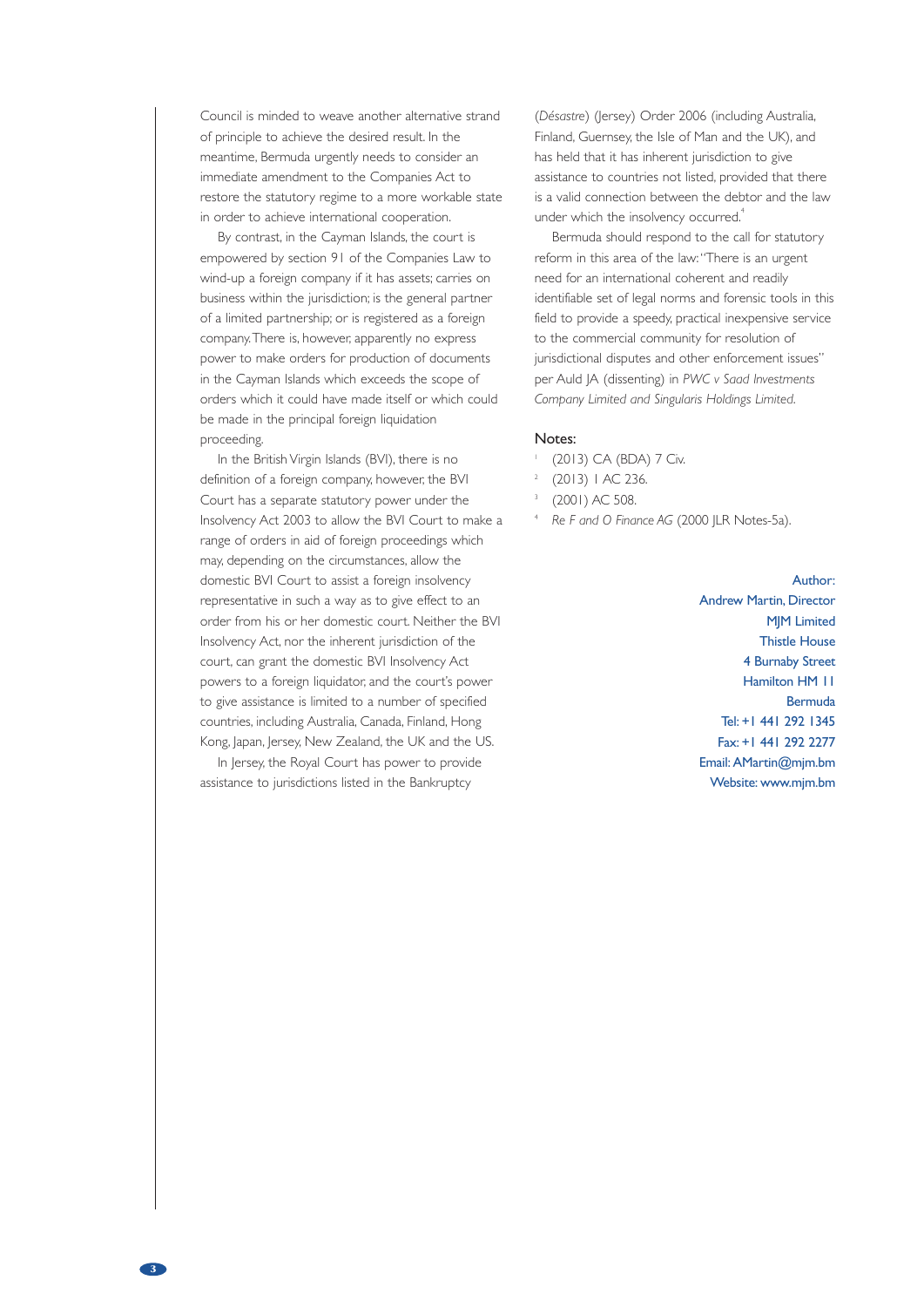Council is minded to weave another alternative strand of principle to achieve the desired result. In the meantime, Bermuda urgently needs to consider an immediate amendment to the Companies Act to restore the statutory regime to a more workable state in order to achieve international cooperation.

By contrast, in the Cayman Islands, the court is empowered by section 91 of the Companies Law to wind-up a foreign company if it has assets; carries on business within the jurisdiction; is the general partner of a limited partnership; or is registered as a foreign company. There is, however, apparently no express power to make orders for production of documents in the Cayman Islands which exceeds the scope of orders which it could have made itself or which could be made in the principal foreign liquidation proceeding.

In the British Virgin Islands (BVI), there is no definition of a foreign company, however, the BVI Court has a separate statutory power under the Insolvency Act 2003 to allow the BVI Court to make a range of orders in aid of foreign proceedings which may, depending on the circumstances, allow the domestic BVI Court to assist a foreign insolvency representative in such a way as to give effect to an order from his or her domestic court. Neither the BVI Insolvency Act, nor the inherent jurisdiction of the court, can grant the domestic BVI Insolvency Act powers to a foreign liquidator, and the court's power to give assistance is limited to a number of specified countries, including Australia, Canada, Finland, Hong Kong, Japan, Jersey, New Zealand, the UK and the US.

In Jersey, the Royal Court has power to provide assistance to jurisdictions listed in the Bankruptcy (*Désastre*) (Jersey) Order 2006 (including Australia, Finland, Guernsey, the Isle of Man and the UK), and has held that it has inherent jurisdiction to give assistance to countries not listed, provided that there is a valid connection between the debtor and the law under which the insolvency occurred.[4]

Bermuda should respond to the call for statutory reform in this area of the law: "There is an urgent need for an international coherent and readily identifiable set of legal norms and forensic tools in this field to provide a speedy, practical inexpensive service to the commercial community for resolution of jurisdictional disputes and other enforcement issues" per Auld JA (dissenting) in *PWC v Saad Investments Company Limited and Singularis Holdings Limited*.

## Notes:

1. (2013) CA (BDA) 7 Civ.
2. (2013) 1 AC 236.
3. (2001) AC 508.
4. *Re F and O Finance AG* (2000 JLR Notes-5a).

Author:
Andrew Martin, Director
MJM Limited
Thistle House
4 Burnaby Street
Hamilton HM 11
Bermuda
Tel: +1 441 292 1345
Fax: +1 441 292 2277
Email: AMartin@mjm.bm
Website: www.mjm.bm